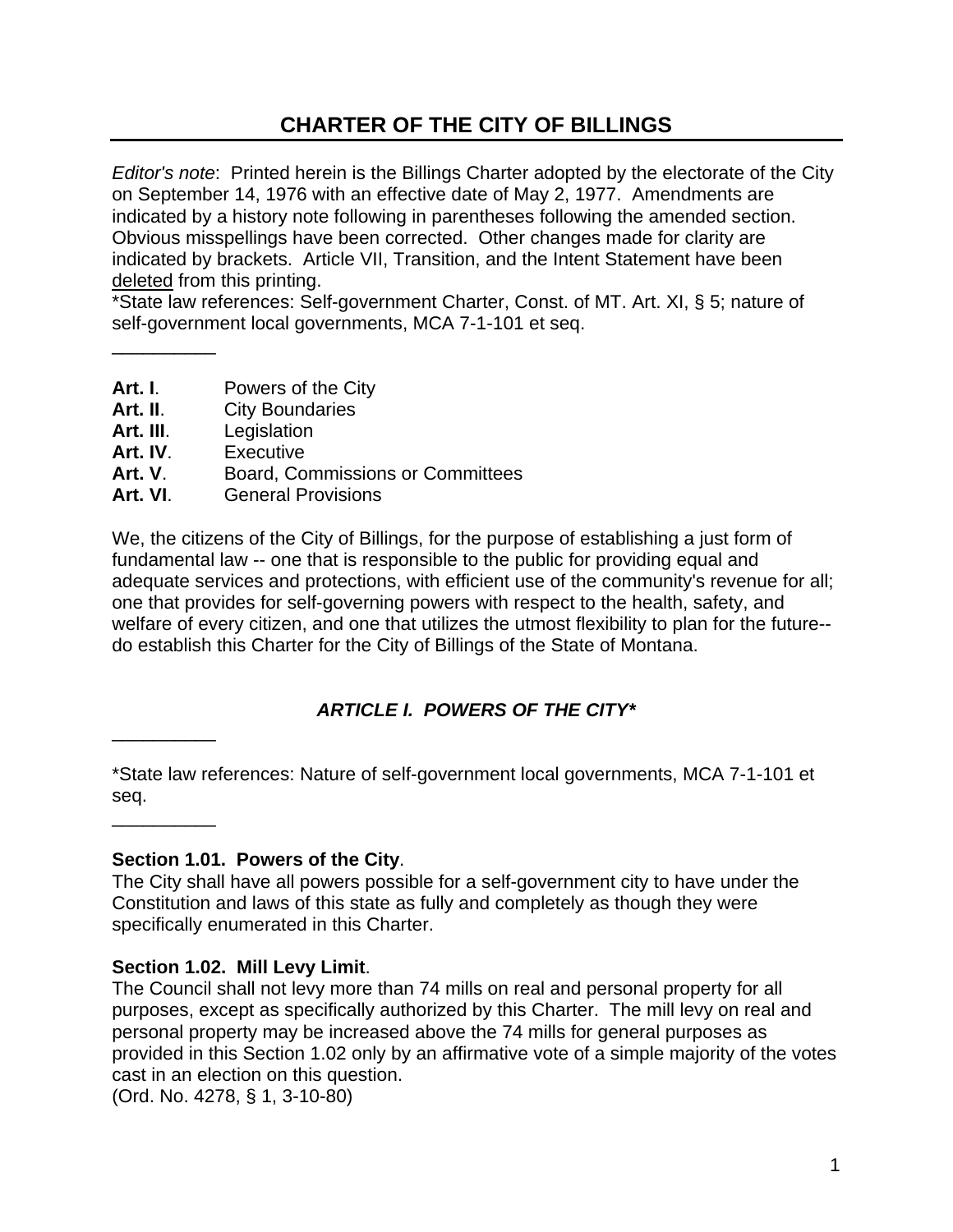# CHARTER OF THE CITY OF BILLINGS

*Editor's note*: Printed herein is the Billings Charter adopted by the electorate of the City on September 14, 1976 with an effective date of May 2, 1977. Amendments are indicated by a history note following in parentheses following the amended section. Obvious misspellings have been corrected. Other changes made for clarity are indicated by brackets. Article VII, Transition, and the Intent Statement have been <u>deleted</u> from this printing.
*State law references: Self-government Charter, Const. of MT. Art. XI, § 5; nature of self-government local governments, MCA 7-1-101 et seq.

__________

**Art. I**. Powers of the City
**Art. II**. City Boundaries
**Art. III**. Legislation
**Art. IV**. Executive
**Art. V**. Board, Commissions or Committees
**Art. VI**. General Provisions

We, the citizens of the City of Billings, for the purpose of establishing a just form of fundamental law -- one that is responsible to the public for providing equal and adequate services and protections, with efficient use of the community's revenue for all; one that provides for self-governing powers with respect to the health, safety, and welfare of every citizen, and one that utilizes the utmost flexibility to plan for the future-- do establish this Charter for the City of Billings of the State of Montana.

## *ARTICLE I. POWERS OF THE CITY**

__________

*State law references: Nature of self-government local governments, MCA 7-1-101 et seq.

__________

**Section 1.01. Powers of the City**.
The City shall have all powers possible for a self-government city to have under the Constitution and laws of this state as fully and completely as though they were specifically enumerated in this Charter.

**Section 1.02. Mill Levy Limit**.
The Council shall not levy more than 74 mills on real and personal property for all purposes, except as specifically authorized by this Charter. The mill levy on real and personal property may be increased above the 74 mills for general purposes as provided in this Section 1.02 only by an affirmative vote of a simple majority of the votes cast in an election on this question.
(Ord. No. 4278, § 1, 3-10-80)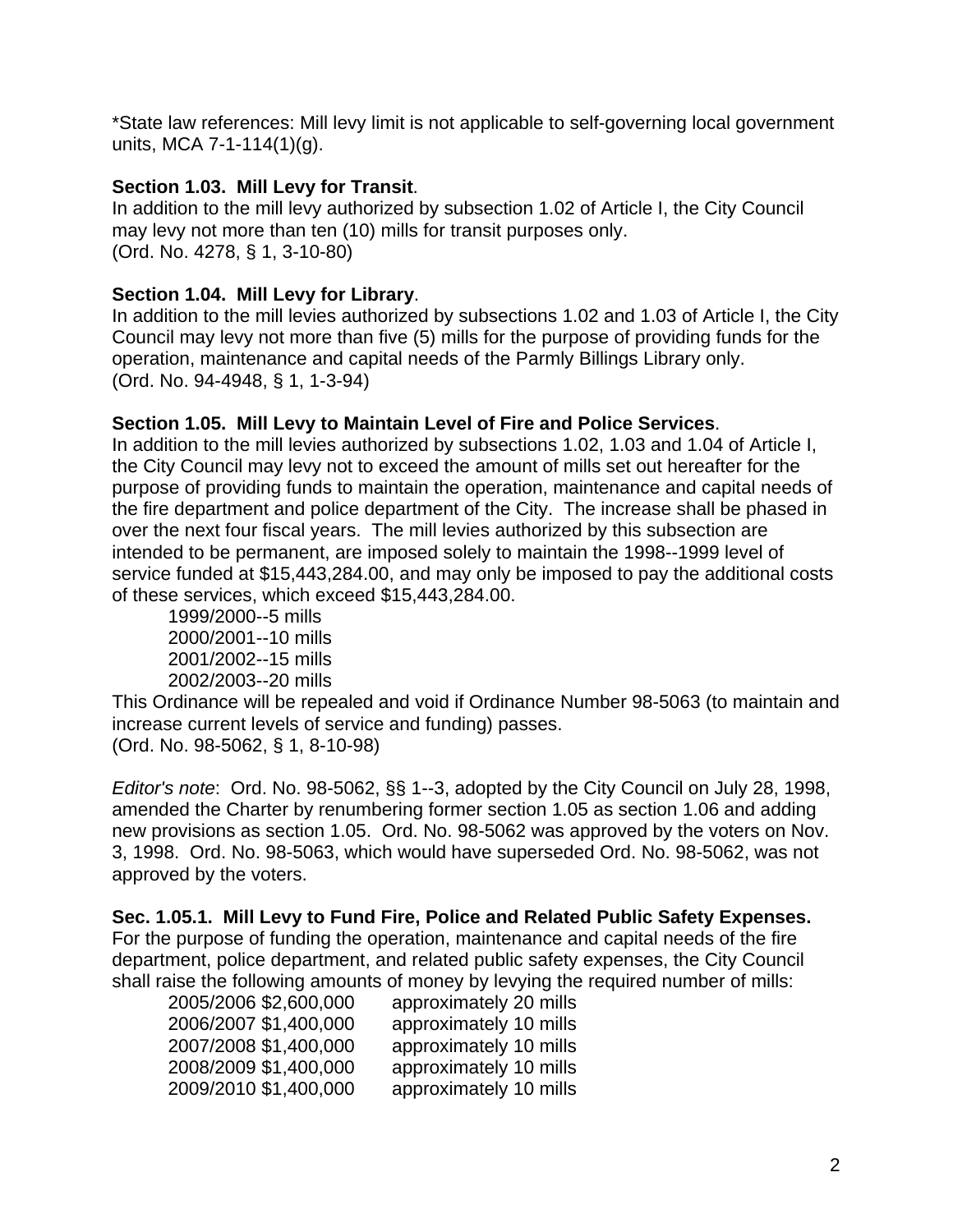*State law references: Mill levy limit is not applicable to self-governing local government units, MCA 7-1-114(1)(g).

**Section 1.03. Mill Levy for Transit**.
In addition to the mill levy authorized by subsection 1.02 of Article I, the City Council may levy not more than ten (10) mills for transit purposes only.
(Ord. No. 4278, § 1, 3-10-80)

**Section 1.04. Mill Levy for Library**.
In addition to the mill levies authorized by subsections 1.02 and 1.03 of Article I, the City Council may levy not more than five (5) mills for the purpose of providing funds for the operation, maintenance and capital needs of the Parmly Billings Library only.
(Ord. No. 94-4948, § 1, 1-3-94)

**Section 1.05. Mill Levy to Maintain Level of Fire and Police Services**.
In addition to the mill levies authorized by subsections 1.02, 1.03 and 1.04 of Article I, the City Council may levy not to exceed the amount of mills set out hereafter for the purpose of providing funds to maintain the operation, maintenance and capital needs of the fire department and police department of the City. The increase shall be phased in over the next four fiscal years. The mill levies authorized by this subsection are intended to be permanent, are imposed solely to maintain the 1998--1999 level of service funded at $15,443,284.00, and may only be imposed to pay the additional costs of these services, which exceed $15,443,284.00.

1999/2000--5 mills
2000/2001--10 mills
2001/2002--15 mills
2002/2003--20 mills

This Ordinance will be repealed and void if Ordinance Number 98-5063 (to maintain and increase current levels of service and funding) passes.
(Ord. No. 98-5062, § 1, 8-10-98)

*Editor's note*: Ord. No. 98-5062, §§ 1--3, adopted by the City Council on July 28, 1998, amended the Charter by renumbering former section 1.05 as section 1.06 and adding new provisions as section 1.05. Ord. No. 98-5062 was approved by the voters on Nov. 3, 1998. Ord. No. 98-5063, which would have superseded Ord. No. 98-5062, was not approved by the voters.

**Sec. 1.05.1. Mill Levy to Fund Fire, Police and Related Public Safety Expenses.**
For the purpose of funding the operation, maintenance and capital needs of the fire department, police department, and related public safety expenses, the City Council shall raise the following amounts of money by levying the required number of mills:

| | | |
|---|---|---|
| 2005/2006 | $2,600,000 | approximately 20 mills |
| 2006/2007 | $1,400,000 | approximately 10 mills |
| 2007/2008 | $1,400,000 | approximately 10 mills |
| 2008/2009 | $1,400,000 | approximately 10 mills |
| 2009/2010 | $1,400,000 | approximately 10 mills |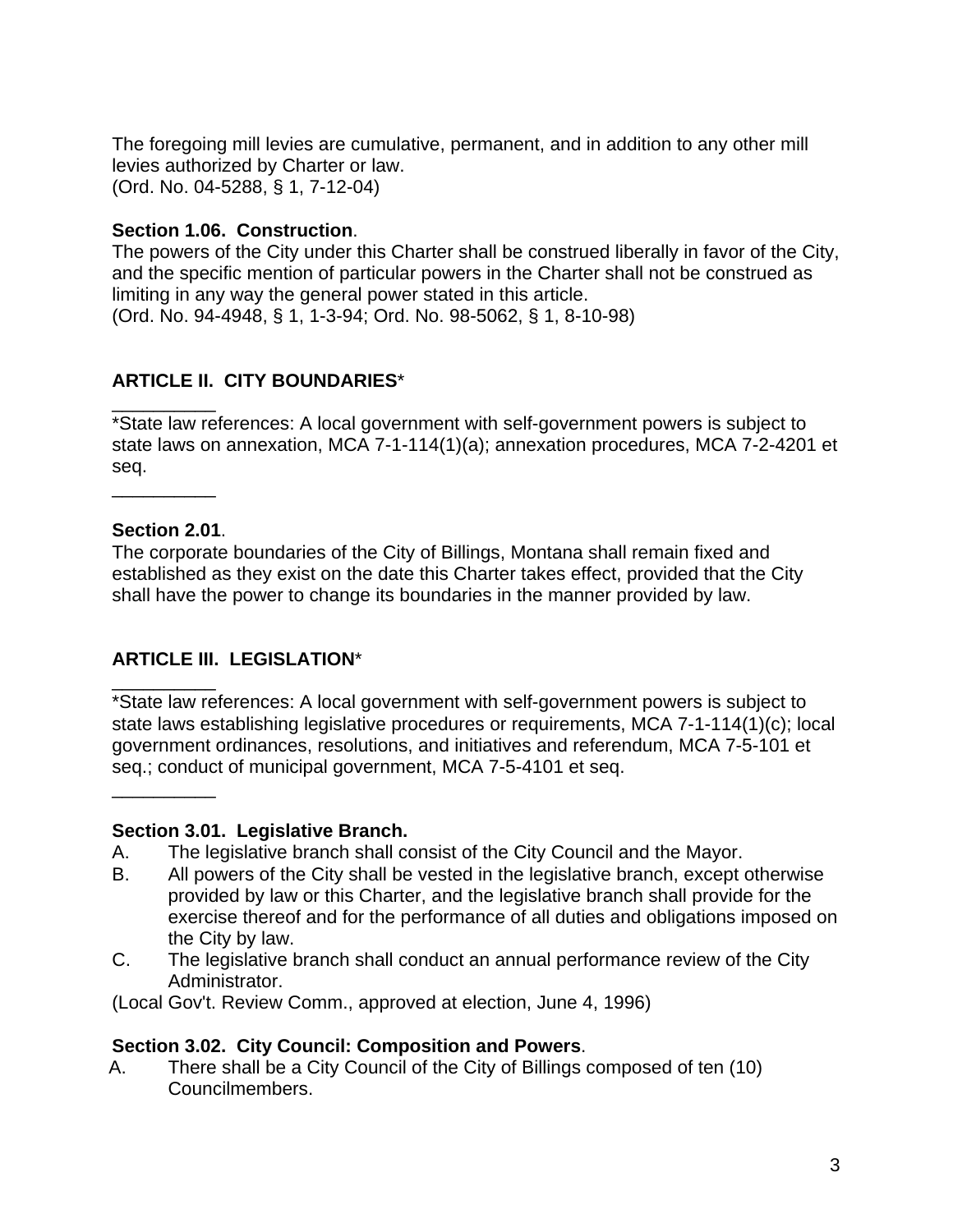The foregoing mill levies are cumulative, permanent, and in addition to any other mill levies authorized by Charter or law.
(Ord. No. 04-5288, § 1, 7-12-04)

**Section 1.06. Construction**.
The powers of the City under this Charter shall be construed liberally in favor of the City, and the specific mention of particular powers in the Charter shall not be construed as limiting in any way the general power stated in this article.
(Ord. No. 94-4948, § 1, 1-3-94; Ord. No. 98-5062, § 1, 8-10-98)

## ARTICLE II. CITY BOUNDARIES*

__________
*State law references: A local government with self-government powers is subject to state laws on annexation, MCA 7-1-114(1)(a); annexation procedures, MCA 7-2-4201 et seq.

__________

**Section 2.01**.
The corporate boundaries of the City of Billings, Montana shall remain fixed and established as they exist on the date this Charter takes effect, provided that the City shall have the power to change its boundaries in the manner provided by law.

## ARTICLE III. LEGISLATION*

__________
*State law references: A local government with self-government powers is subject to state laws establishing legislative procedures or requirements, MCA 7-1-114(1)(c); local government ordinances, resolutions, and initiatives and referendum, MCA 7-5-101 et seq.; conduct of municipal government, MCA 7-5-4101 et seq.

__________

**Section 3.01. Legislative Branch.**

A. The legislative branch shall consist of the City Council and the Mayor.
B. All powers of the City shall be vested in the legislative branch, except otherwise provided by law or this Charter, and the legislative branch shall provide for the exercise thereof and for the performance of all duties and obligations imposed on the City by law.
C. The legislative branch shall conduct an annual performance review of the City Administrator.

(Local Gov't. Review Comm., approved at election, June 4, 1996)

**Section 3.02. City Council: Composition and Powers**.

A. There shall be a City Council of the City of Billings composed of ten (10) Councilmembers.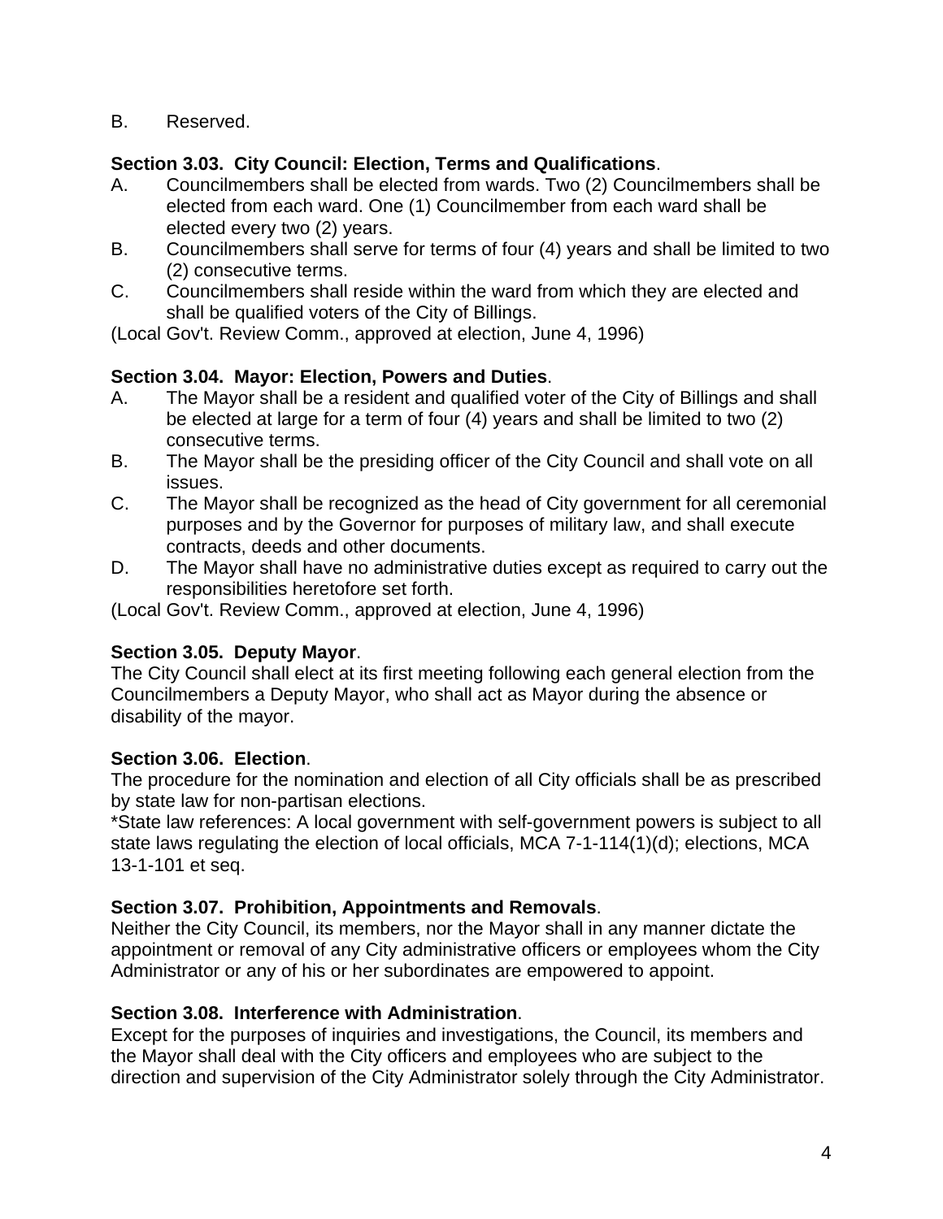B. Reserved.

**Section 3.03. City Council: Election, Terms and Qualifications**.

A. Councilmembers shall be elected from wards. Two (2) Councilmembers shall be elected from each ward. One (1) Councilmember from each ward shall be elected every two (2) years.
B. Councilmembers shall serve for terms of four (4) years and shall be limited to two (2) consecutive terms.
C. Councilmembers shall reside within the ward from which they are elected and shall be qualified voters of the City of Billings.

(Local Gov't. Review Comm., approved at election, June 4, 1996)

**Section 3.04. Mayor: Election, Powers and Duties**.

A. The Mayor shall be a resident and qualified voter of the City of Billings and shall be elected at large for a term of four (4) years and shall be limited to two (2) consecutive terms.
B. The Mayor shall be the presiding officer of the City Council and shall vote on all issues.
C. The Mayor shall be recognized as the head of City government for all ceremonial purposes and by the Governor for purposes of military law, and shall execute contracts, deeds and other documents.
D. The Mayor shall have no administrative duties except as required to carry out the responsibilities heretofore set forth.

(Local Gov't. Review Comm., approved at election, June 4, 1996)

**Section 3.05. Deputy Mayor**.

The City Council shall elect at its first meeting following each general election from the Councilmembers a Deputy Mayor, who shall act as Mayor during the absence or disability of the mayor.

**Section 3.06. Election**.

The procedure for the nomination and election of all City officials shall be as prescribed by state law for non-partisan elections.

*State law references: A local government with self-government powers is subject to all state laws regulating the election of local officials, MCA 7-1-114(1)(d); elections, MCA 13-1-101 et seq.

**Section 3.07. Prohibition, Appointments and Removals**.

Neither the City Council, its members, nor the Mayor shall in any manner dictate the appointment or removal of any City administrative officers or employees whom the City Administrator or any of his or her subordinates are empowered to appoint.

**Section 3.08. Interference with Administration**.

Except for the purposes of inquiries and investigations, the Council, its members and the Mayor shall deal with the City officers and employees who are subject to the direction and supervision of the City Administrator solely through the City Administrator.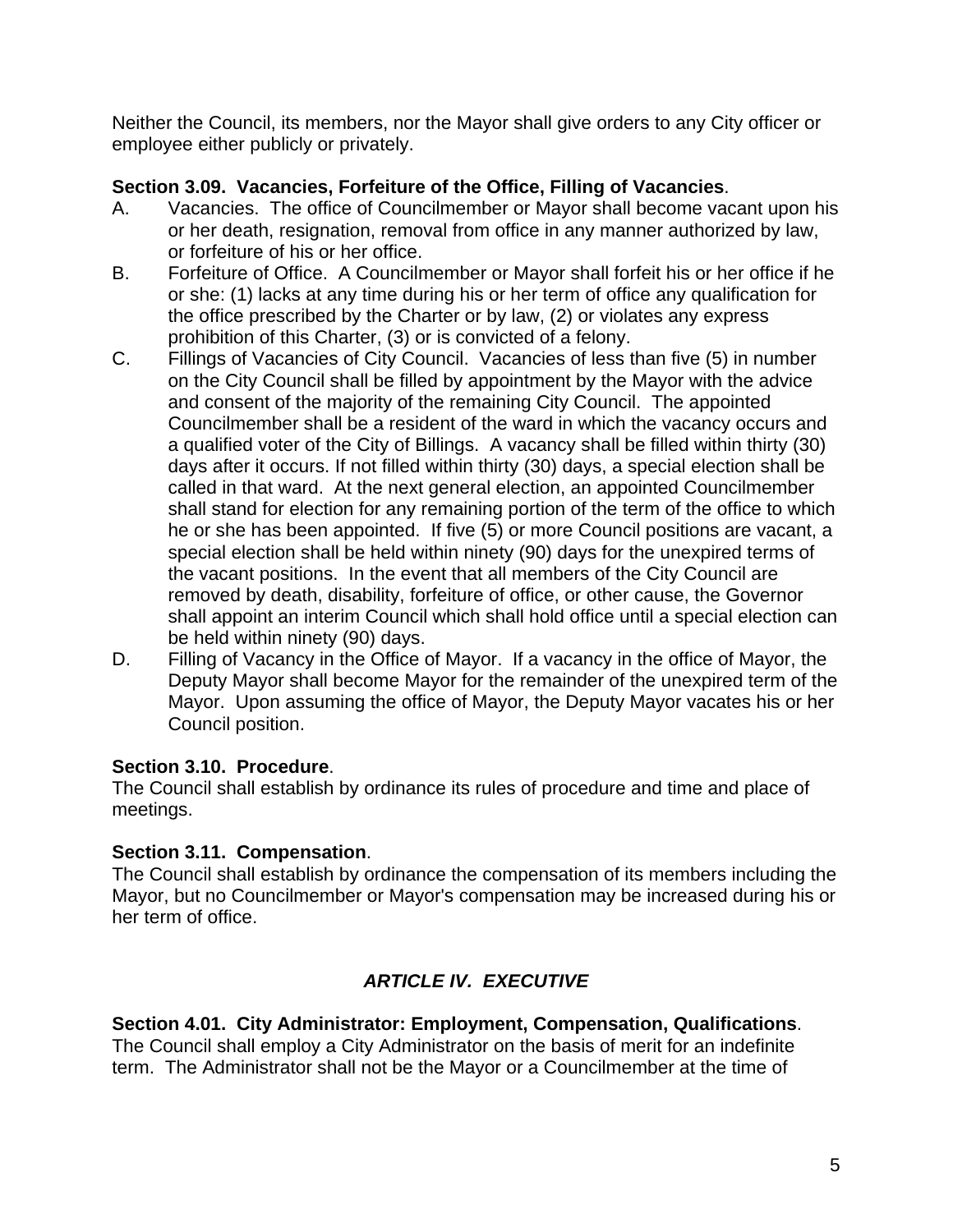Neither the Council, its members, nor the Mayor shall give orders to any City officer or employee either publicly or privately.

**Section 3.09. Vacancies, Forfeiture of the Office, Filling of Vacancies**.

A. Vacancies. The office of Councilmember or Mayor shall become vacant upon his or her death, resignation, removal from office in any manner authorized by law, or forfeiture of his or her office.

B. Forfeiture of Office. A Councilmember or Mayor shall forfeit his or her office if he or she: (1) lacks at any time during his or her term of office any qualification for the office prescribed by the Charter or by law, (2) or violates any express prohibition of this Charter, (3) or is convicted of a felony.

C. Fillings of Vacancies of City Council. Vacancies of less than five (5) in number on the City Council shall be filled by appointment by the Mayor with the advice and consent of the majority of the remaining City Council. The appointed Councilmember shall be a resident of the ward in which the vacancy occurs and a qualified voter of the City of Billings. A vacancy shall be filled within thirty (30) days after it occurs. If not filled within thirty (30) days, a special election shall be called in that ward. At the next general election, an appointed Councilmember shall stand for election for any remaining portion of the term of the office to which he or she has been appointed. If five (5) or more Council positions are vacant, a special election shall be held within ninety (90) days for the unexpired terms of the vacant positions. In the event that all members of the City Council are removed by death, disability, forfeiture of office, or other cause, the Governor shall appoint an interim Council which shall hold office until a special election can be held within ninety (90) days.

D. Filling of Vacancy in the Office of Mayor. If a vacancy in the office of Mayor, the Deputy Mayor shall become Mayor for the remainder of the unexpired term of the Mayor. Upon assuming the office of Mayor, the Deputy Mayor vacates his or her Council position.

**Section 3.10. Procedure**.

The Council shall establish by ordinance its rules of procedure and time and place of meetings.

**Section 3.11. Compensation**.

The Council shall establish by ordinance the compensation of its members including the Mayor, but no Councilmember or Mayor's compensation may be increased during his or her term of office.

## *ARTICLE IV. EXECUTIVE*

**Section 4.01. City Administrator: Employment, Compensation, Qualifications**.

The Council shall employ a City Administrator on the basis of merit for an indefinite term. The Administrator shall not be the Mayor or a Councilmember at the time of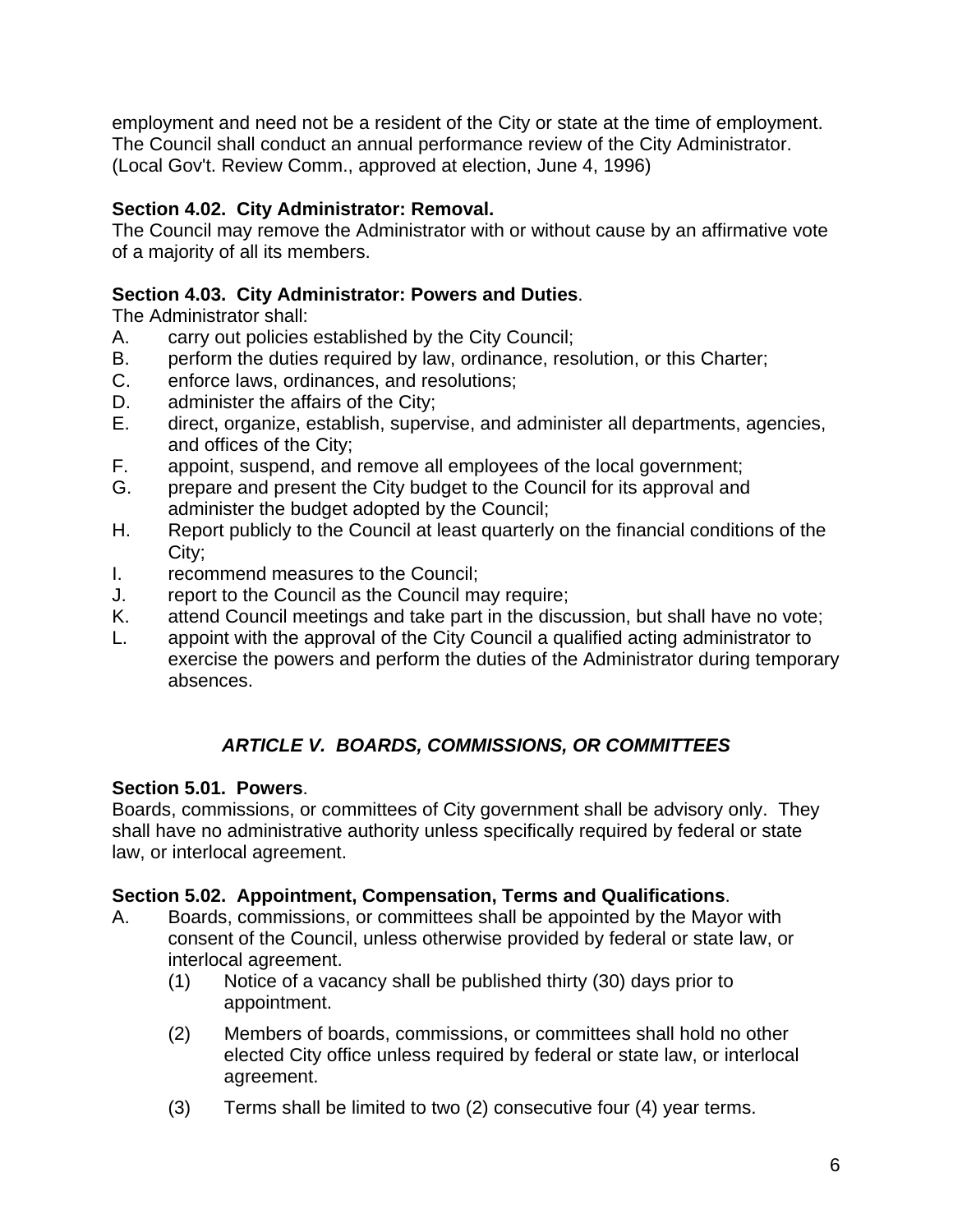employment and need not be a resident of the City or state at the time of employment. The Council shall conduct an annual performance review of the City Administrator. (Local Gov't. Review Comm., approved at election, June 4, 1996)

**Section 4.02. City Administrator: Removal.**
The Council may remove the Administrator with or without cause by an affirmative vote of a majority of all its members.

**Section 4.03. City Administrator: Powers and Duties**.
The Administrator shall:

A. carry out policies established by the City Council;
B. perform the duties required by law, ordinance, resolution, or this Charter;
C. enforce laws, ordinances, and resolutions;
D. administer the affairs of the City;
E. direct, organize, establish, supervise, and administer all departments, agencies, and offices of the City;
F. appoint, suspend, and remove all employees of the local government;
G. prepare and present the City budget to the Council for its approval and administer the budget adopted by the Council;
H. Report publicly to the Council at least quarterly on the financial conditions of the City;
I. recommend measures to the Council;
J. report to the Council as the Council may require;
K. attend Council meetings and take part in the discussion, but shall have no vote;
L. appoint with the approval of the City Council a qualified acting administrator to exercise the powers and perform the duties of the Administrator during temporary absences.

## *ARTICLE V. BOARDS, COMMISSIONS, OR COMMITTEES*

**Section 5.01. Powers**.
Boards, commissions, or committees of City government shall be advisory only. They shall have no administrative authority unless specifically required by federal or state law, or interlocal agreement.

**Section 5.02. Appointment, Compensation, Terms and Qualifications**.

A. Boards, commissions, or committees shall be appointed by the Mayor with consent of the Council, unless otherwise provided by federal or state law, or interlocal agreement.
   (1) Notice of a vacancy shall be published thirty (30) days prior to appointment.
   (2) Members of boards, commissions, or committees shall hold no other elected City office unless required by federal or state law, or interlocal agreement.
   (3) Terms shall be limited to two (2) consecutive four (4) year terms.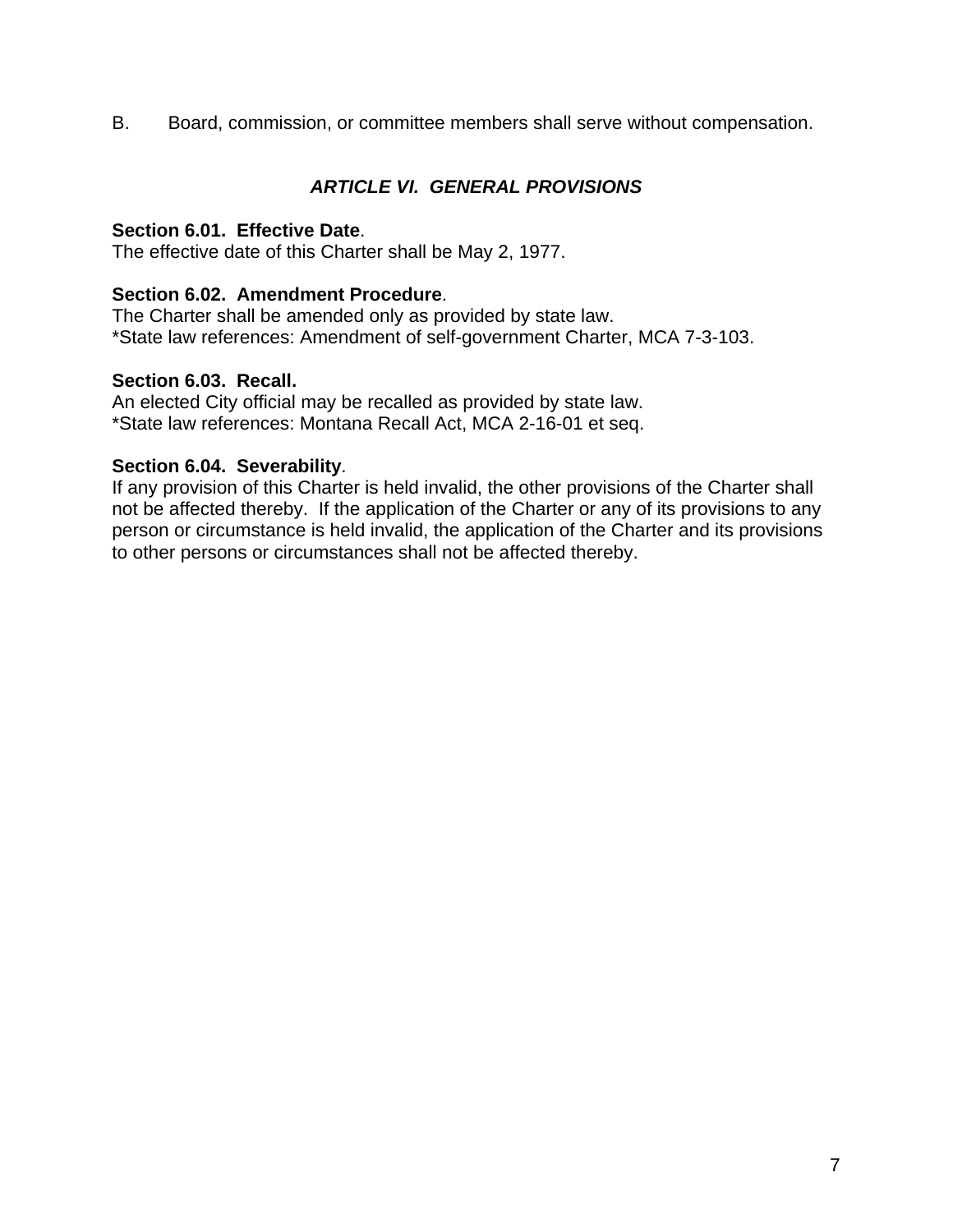B. Board, commission, or committee members shall serve without compensation.

## *ARTICLE VI. GENERAL PROVISIONS*

**Section 6.01. Effective Date**.
The effective date of this Charter shall be May 2, 1977.

**Section 6.02. Amendment Procedure**.
The Charter shall be amended only as provided by state law.
*State law references: Amendment of self-government Charter, MCA 7-3-103.

**Section 6.03. Recall.**
An elected City official may be recalled as provided by state law.
*State law references: Montana Recall Act, MCA 2-16-01 et seq.

**Section 6.04. Severability**.
If any provision of this Charter is held invalid, the other provisions of the Charter shall not be affected thereby. If the application of the Charter or any of its provisions to any person or circumstance is held invalid, the application of the Charter and its provisions to other persons or circumstances shall not be affected thereby.